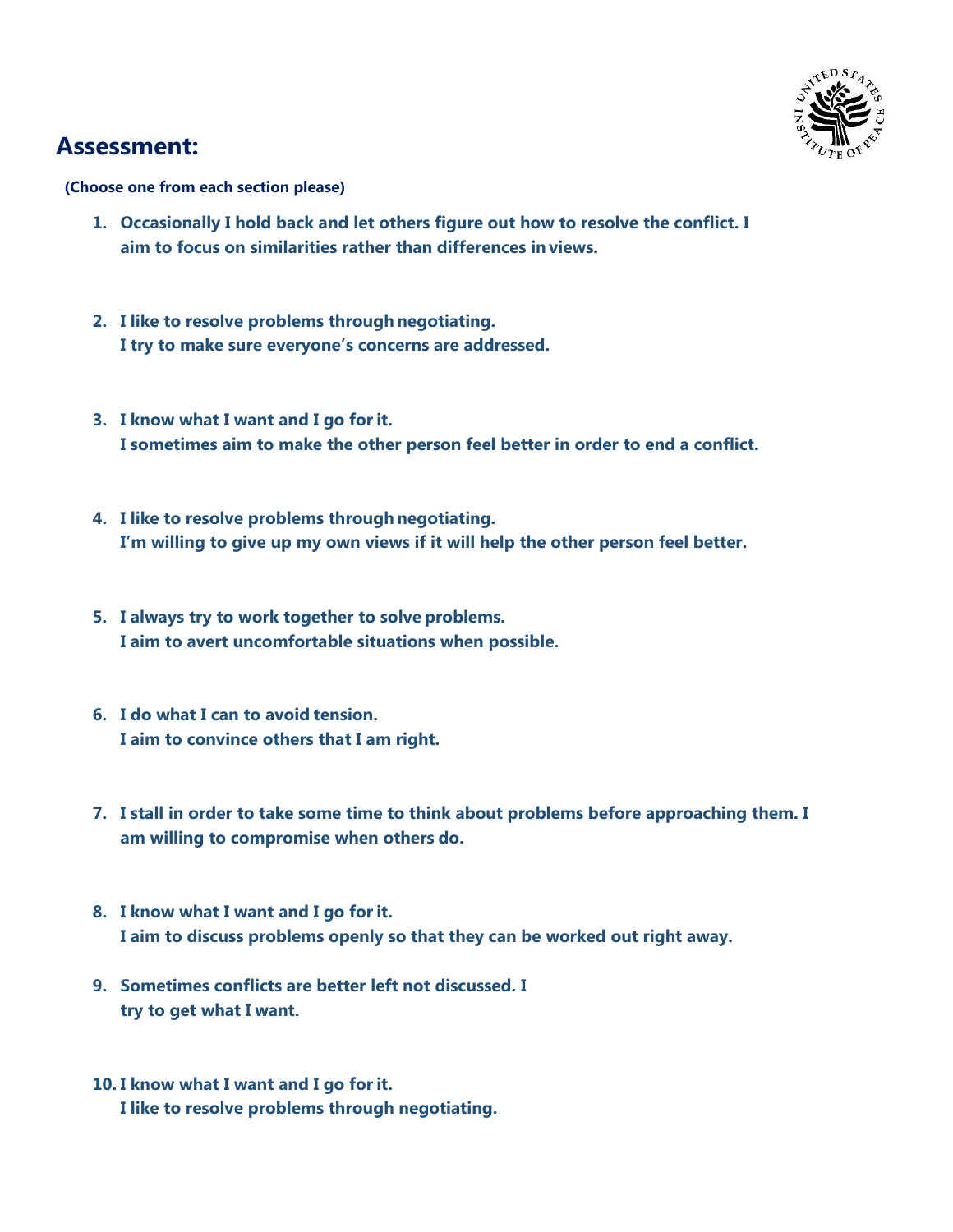## Assessment:

**(Choose one from each section please)**

1. **Occasionally I hold back and let others figure out how to resolve the conflict. I aim to focus on similarities rather than differences in views.**

2. **I like to resolve problems through negotiating.**
   **I try to make sure everyone's concerns are addressed.**

3. **I know what I want and I go for it.**
   **I sometimes aim to make the other person feel better in order to end a conflict.**

4. **I like to resolve problems through negotiating.**
   **I'm willing to give up my own views if it will help the other person feel better.**

5. **I always try to work together to solve problems.**
   **I aim to avert uncomfortable situations when possible.**

6. **I do what I can to avoid tension.**
   **I aim to convince others that I am right.**

7. **I stall in order to take some time to think about problems before approaching them. I am willing to compromise when others do.**

8. **I know what I want and I go for it.**
   **I aim to discuss problems openly so that they can be worked out right away.**

9. **Sometimes conflicts are better left not discussed. I try to get what I want.**

10. **I know what I want and I go for it.**
    **I like to resolve problems through negotiating.**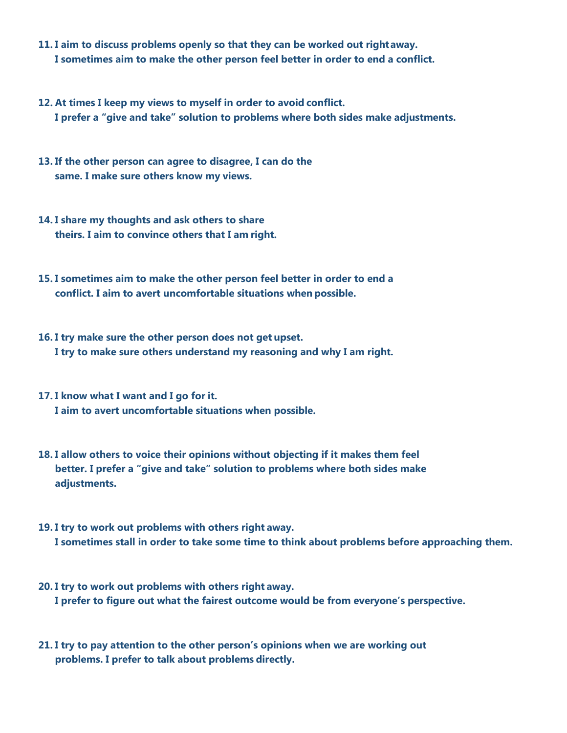11. **I aim to discuss problems openly so that they can be worked out right away.**
    **I sometimes aim to make the other person feel better in order to end a conflict.**

12. **At times I keep my views to myself in order to avoid conflict.**
    **I prefer a "give and take" solution to problems where both sides make adjustments.**

13. **If the other person can agree to disagree, I can do the same.**
    **I make sure others know my views.**

14. **I share my thoughts and ask others to share theirs.**
    **I aim to convince others that I am right.**

15. **I sometimes aim to make the other person feel better in order to end a conflict.**
    **I aim to avert uncomfortable situations when possible.**

16. **I try make sure the other person does not get upset.**
    **I try to make sure others understand my reasoning and why I am right.**

17. **I know what I want and I go for it.**
    **I aim to avert uncomfortable situations when possible.**

18. **I allow others to voice their opinions without objecting if it makes them feel better.**
    **I prefer a "give and take" solution to problems where both sides make adjustments.**

19. **I try to work out problems with others right away.**
    **I sometimes stall in order to take some time to think about problems before approaching them.**

20. **I try to work out problems with others right away.**
    **I prefer to figure out what the fairest outcome would be from everyone's perspective.**

21. **I try to pay attention to the other person's opinions when we are working out problems.**
    **I prefer to talk about problems directly.**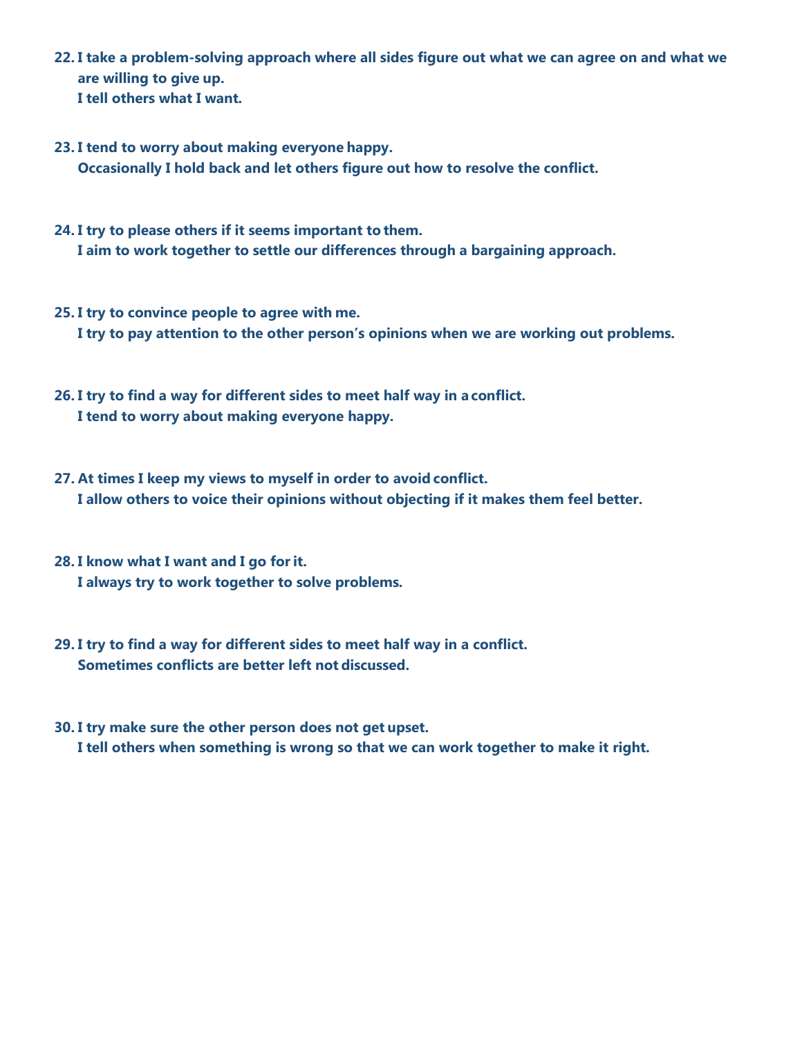**22. I take a problem-solving approach where all sides figure out what we can agree on and what we are willing to give up.**
**I tell others what I want.**

**23. I tend to worry about making everyone happy.**
**Occasionally I hold back and let others figure out how to resolve the conflict.**

**24. I try to please others if it seems important to them.**
**I aim to work together to settle our differences through a bargaining approach.**

**25. I try to convince people to agree with me.**
**I try to pay attention to the other person's opinions when we are working out problems.**

**26. I try to find a way for different sides to meet half way in a conflict.**
**I tend to worry about making everyone happy.**

**27. At times I keep my views to myself in order to avoid conflict.**
**I allow others to voice their opinions without objecting if it makes them feel better.**

**28. I know what I want and I go for it.**
**I always try to work together to solve problems.**

**29. I try to find a way for different sides to meet half way in a conflict.**
**Sometimes conflicts are better left not discussed.**

**30. I try make sure the other person does not get upset.**
**I tell others when something is wrong so that we can work together to make it right.**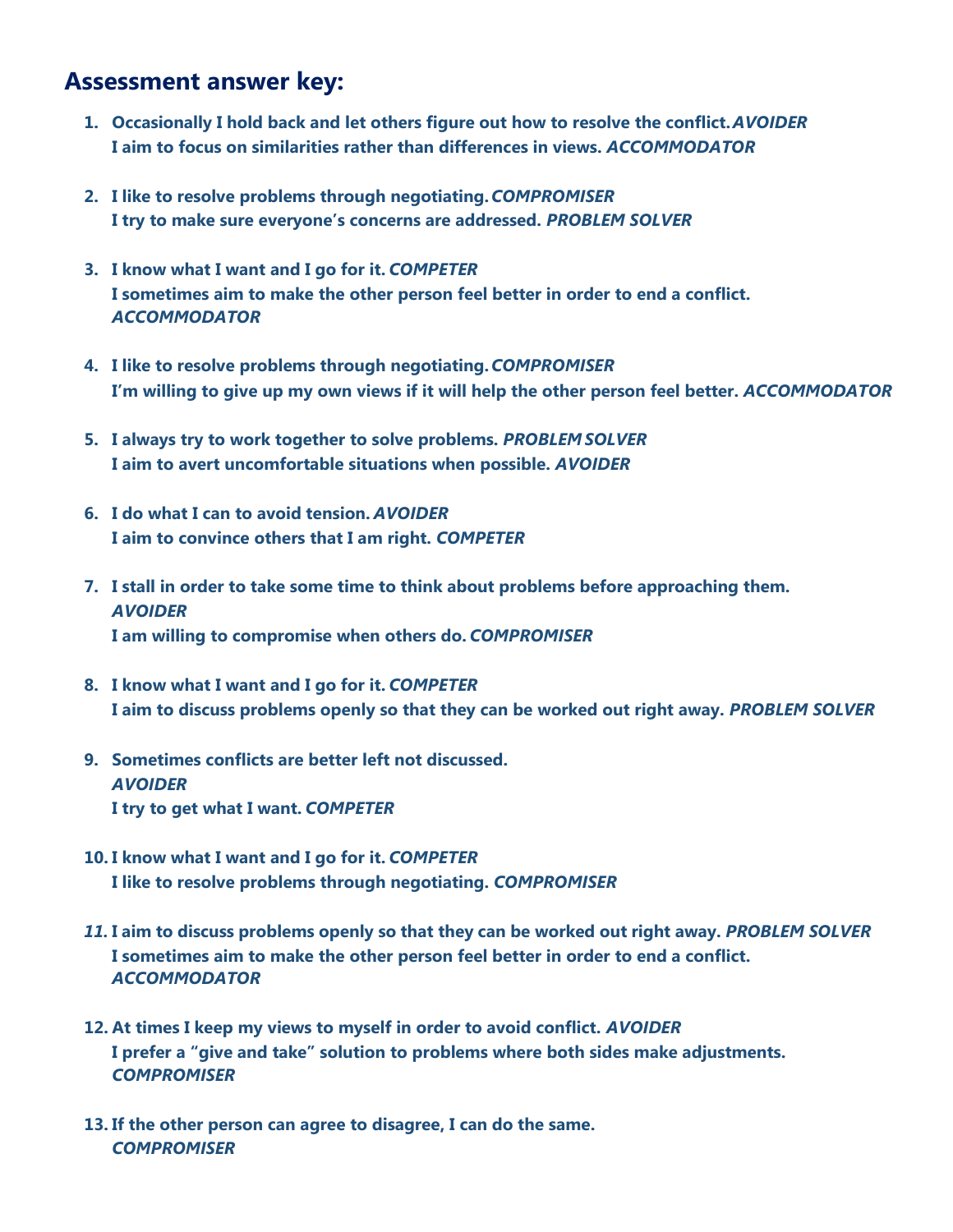## Assessment answer key:

1. **Occasionally I hold back and let others figure out how to resolve the conflict.** ***AVOIDER***
   **I aim to focus on similarities rather than differences in views.** ***ACCOMMODATOR***

2. **I like to resolve problems through negotiating.** ***COMPROMISER***
   **I try to make sure everyone's concerns are addressed.** ***PROBLEM SOLVER***

3. **I know what I want and I go for it.** ***COMPETER***
   **I sometimes aim to make the other person feel better in order to end a conflict.** ***ACCOMMODATOR***

4. **I like to resolve problems through negotiating.** ***COMPROMISER***
   **I'm willing to give up my own views if it will help the other person feel better.** ***ACCOMMODATOR***

5. **I always try to work together to solve problems.** ***PROBLEM SOLVER***
   **I aim to avert uncomfortable situations when possible.** ***AVOIDER***

6. **I do what I can to avoid tension.** ***AVOIDER***
   **I aim to convince others that I am right.** ***COMPETER***

7. **I stall in order to take some time to think about problems before approaching them.** ***AVOIDER***
   **I am willing to compromise when others do.** ***COMPROMISER***

8. **I know what I want and I go for it.** ***COMPETER***
   **I aim to discuss problems openly so that they can be worked out right away.** ***PROBLEM SOLVER***

9. **Sometimes conflicts are better left not discussed.** ***AVOIDER***
   **I try to get what I want.** ***COMPETER***

10. **I know what I want and I go for it.** ***COMPETER***
    **I like to resolve problems through negotiating.** ***COMPROMISER***

11. **I aim to discuss problems openly so that they can be worked out right away.** ***PROBLEM SOLVER***
    **I sometimes aim to make the other person feel better in order to end a conflict.** ***ACCOMMODATOR***

12. **At times I keep my views to myself in order to avoid conflict.** ***AVOIDER***
    **I prefer a "give and take" solution to problems where both sides make adjustments.** ***COMPROMISER***

13. **If the other person can agree to disagree, I can do the same.** ***COMPROMISER***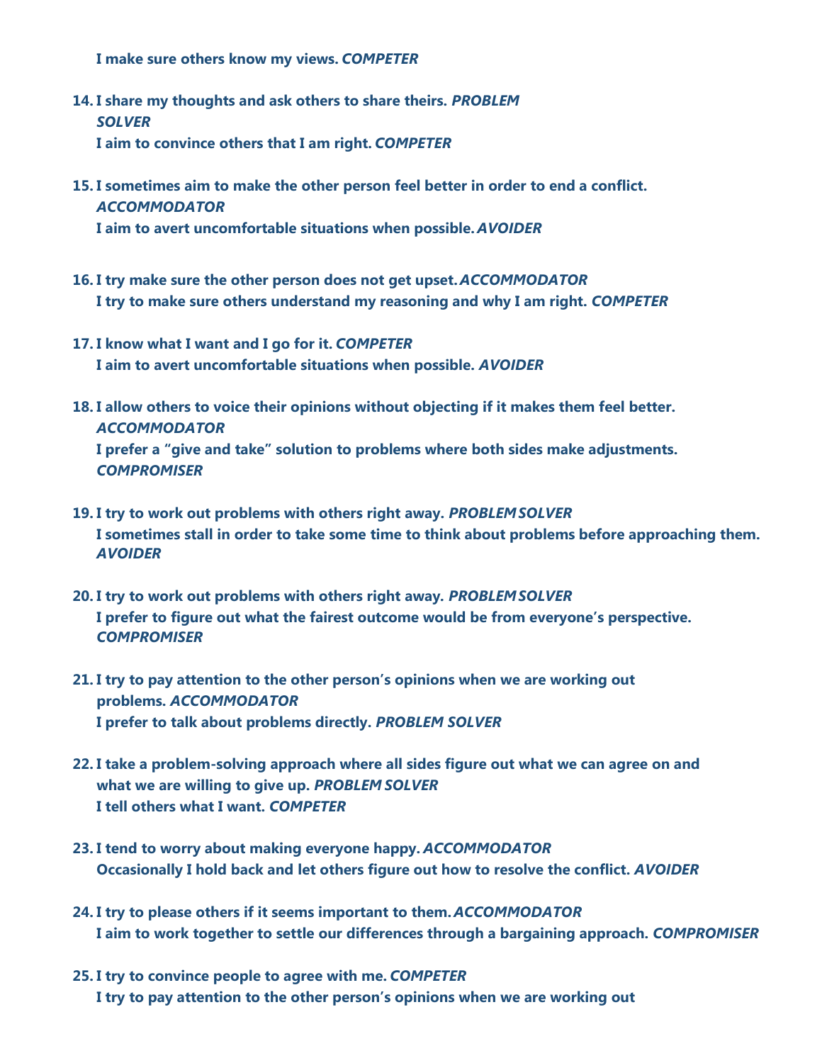**I make sure others know my views.** ***COMPETER***

14. **I share my thoughts and ask others to share theirs.** ***PROBLEM SOLVER***
    **I aim to convince others that I am right.** ***COMPETER***

15. **I sometimes aim to make the other person feel better in order to end a conflict.** ***ACCOMMODATOR***
    **I aim to avert uncomfortable situations when possible.** ***AVOIDER***

16. **I try make sure the other person does not get upset.** ***ACCOMMODATOR***
    **I try to make sure others understand my reasoning and why I am right.** ***COMPETER***

17. **I know what I want and I go for it.** ***COMPETER***
    **I aim to avert uncomfortable situations when possible.** ***AVOIDER***

18. **I allow others to voice their opinions without objecting if it makes them feel better.** ***ACCOMMODATOR***
    **I prefer a "give and take" solution to problems where both sides make adjustments.** ***COMPROMISER***

19. **I try to work out problems with others right away.** ***PROBLEM SOLVER***
    **I sometimes stall in order to take some time to think about problems before approaching them.** ***AVOIDER***

20. **I try to work out problems with others right away.** ***PROBLEM SOLVER***
    **I prefer to figure out what the fairest outcome would be from everyone's perspective.** ***COMPROMISER***

21. **I try to pay attention to the other person's opinions when we are working out problems.** ***ACCOMMODATOR***
    **I prefer to talk about problems directly.** ***PROBLEM SOLVER***

22. **I take a problem-solving approach where all sides figure out what we can agree on and what we are willing to give up.** ***PROBLEM SOLVER***
    **I tell others what I want.** ***COMPETER***

23. **I tend to worry about making everyone happy.** ***ACCOMMODATOR***
    **Occasionally I hold back and let others figure out how to resolve the conflict.** ***AVOIDER***

24. **I try to please others if it seems important to them.** ***ACCOMMODATOR***
    **I aim to work together to settle our differences through a bargaining approach.** ***COMPROMISER***

25. **I try to convince people to agree with me.** ***COMPETER***
    **I try to pay attention to the other person's opinions when we are working out**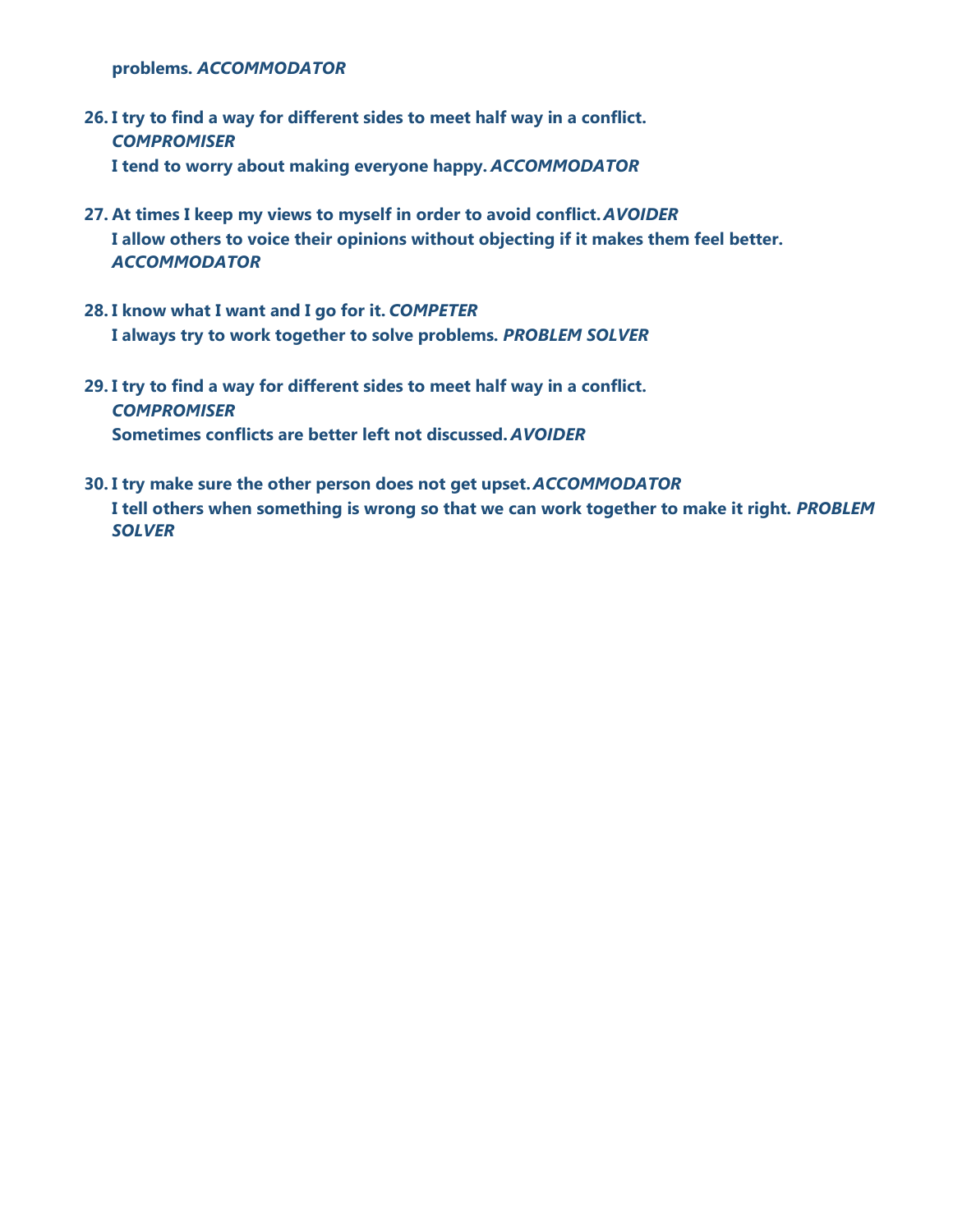**problems. *ACCOMMODATOR***

26. **I try to find a way for different sides to meet half way in a conflict. *COMPROMISER***
    **I tend to worry about making everyone happy. *ACCOMMODATOR***

27. **At times I keep my views to myself in order to avoid conflict. *AVOIDER***
    **I allow others to voice their opinions without objecting if it makes them feel better. *ACCOMMODATOR***

28. **I know what I want and I go for it. *COMPETER***
    **I always try to work together to solve problems. *PROBLEM SOLVER***

29. **I try to find a way for different sides to meet half way in a conflict. *COMPROMISER***
    **Sometimes conflicts are better left not discussed. *AVOIDER***

30. **I try make sure the other person does not get upset. *ACCOMMODATOR***
    **I tell others when something is wrong so that we can work together to make it right. *PROBLEM SOLVER***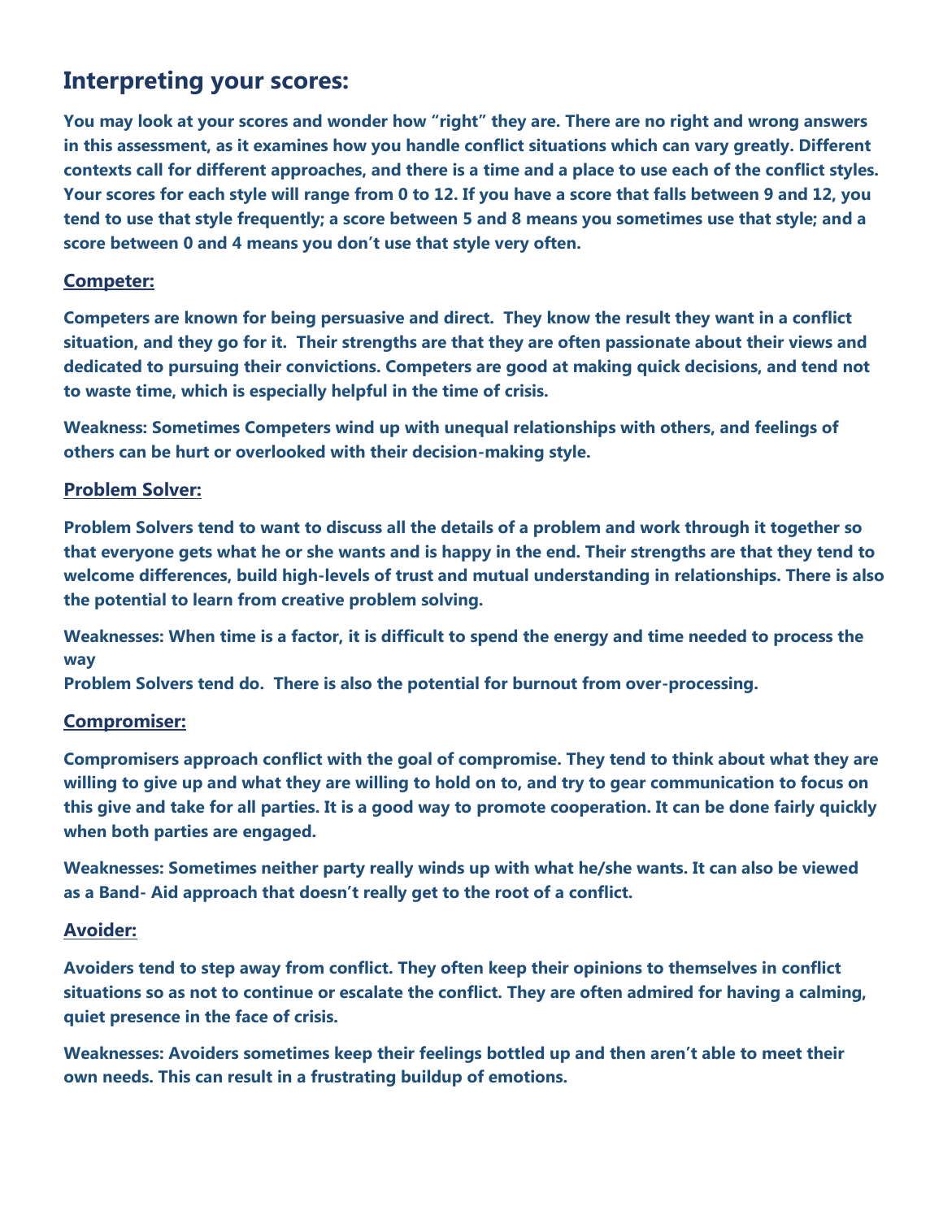## Interpreting your scores:

**You may look at your scores and wonder how "right" they are. There are no right and wrong answers in this assessment, as it examines how you handle conflict situations which can vary greatly. Different contexts call for different approaches, and there is a time and a place to use each of the conflict styles. Your scores for each style will range from 0 to 12. If you have a score that falls between 9 and 12, you tend to use that style frequently; a score between 5 and 8 means you sometimes use that style; and a score between 0 and 4 means you don't use that style very often.**

### Competer:

**Competers are known for being persuasive and direct. They know the result they want in a conflict situation, and they go for it. Their strengths are that they are often passionate about their views and dedicated to pursuing their convictions. Competers are good at making quick decisions, and tend not to waste time, which is especially helpful in the time of crisis.**

**Weakness: Sometimes Competers wind up with unequal relationships with others, and feelings of others can be hurt or overlooked with their decision-making style.**

### Problem Solver:

**Problem Solvers tend to want to discuss all the details of a problem and work through it together so that everyone gets what he or she wants and is happy in the end. Their strengths are that they tend to welcome differences, build high-levels of trust and mutual understanding in relationships. There is also the potential to learn from creative problem solving.**

**Weaknesses: When time is a factor, it is difficult to spend the energy and time needed to process the way Problem Solvers tend do. There is also the potential for burnout from over-processing.**

### Compromiser:

**Compromisers approach conflict with the goal of compromise. They tend to think about what they are willing to give up and what they are willing to hold on to, and try to gear communication to focus on this give and take for all parties. It is a good way to promote cooperation. It can be done fairly quickly when both parties are engaged.**

**Weaknesses: Sometimes neither party really winds up with what he/she wants. It can also be viewed as a Band- Aid approach that doesn't really get to the root of a conflict.**

### Avoider:

**Avoiders tend to step away from conflict. They often keep their opinions to themselves in conflict situations so as not to continue or escalate the conflict. They are often admired for having a calming, quiet presence in the face of crisis.**

**Weaknesses: Avoiders sometimes keep their feelings bottled up and then aren't able to meet their own needs. This can result in a frustrating buildup of emotions.**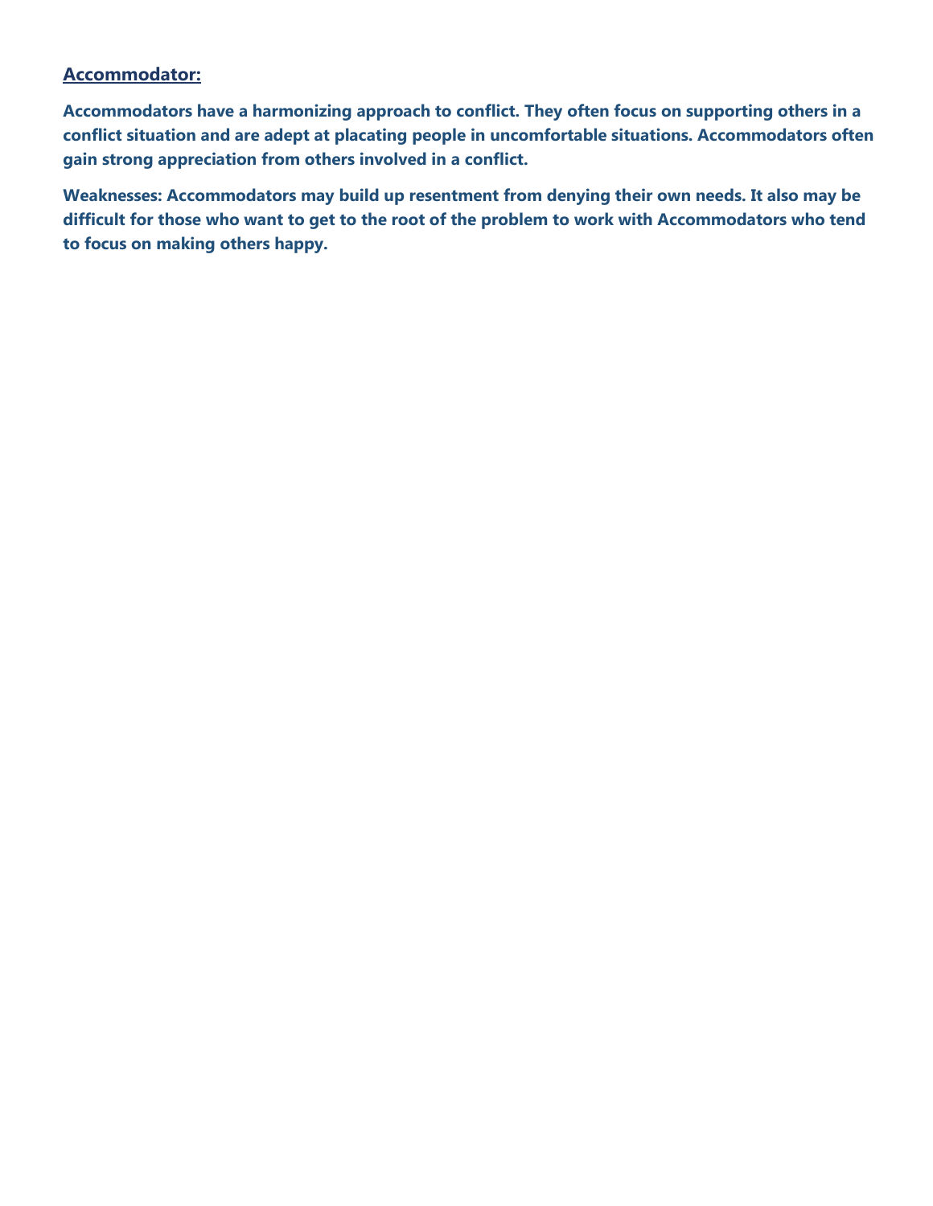**<u>Accommodator:</u>**

**Accommodators have a harmonizing approach to conflict. They often focus on supporting others in a conflict situation and are adept at placating people in uncomfortable situations. Accommodators often gain strong appreciation from others involved in a conflict.**

**Weaknesses: Accommodators may build up resentment from denying their own needs. It also may be difficult for those who want to get to the root of the problem to work with Accommodators who tend to focus on making others happy.**